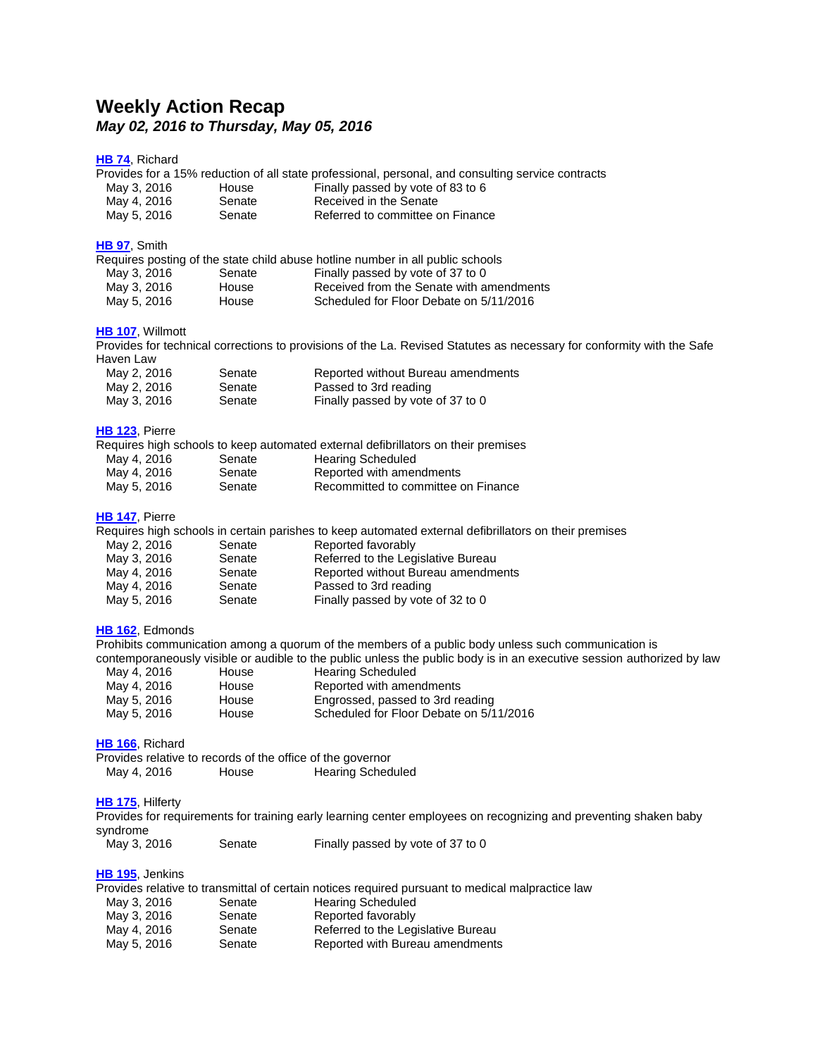# Weekly Action Recap

***May 02, 2016 to Thursday, May 05, 2016***

**HB 74**, Richard

Provides for a 15% reduction of all state professional, personal, and consulting service contracts

| | | |
|---|---|---|
| May 3, 2016 | House | Finally passed by vote of 83 to 6 |
| May 4, 2016 | Senate | Received in the Senate |
| May 5, 2016 | Senate | Referred to committee on Finance |

**HB 97**, Smith

Requires posting of the state child abuse hotline number in all public schools

| | | |
|---|---|---|
| May 3, 2016 | Senate | Finally passed by vote of 37 to 0 |
| May 3, 2016 | House | Received from the Senate with amendments |
| May 5, 2016 | House | Scheduled for Floor Debate on 5/11/2016 |

**HB 107**, Willmott

Provides for technical corrections to provisions of the La. Revised Statutes as necessary for conformity with the Safe Haven Law

| | | |
|---|---|---|
| May 2, 2016 | Senate | Reported without Bureau amendments |
| May 2, 2016 | Senate | Passed to 3rd reading |
| May 3, 2016 | Senate | Finally passed by vote of 37 to 0 |

**HB 123**, Pierre

Requires high schools to keep automated external defibrillators on their premises

| | | |
|---|---|---|
| May 4, 2016 | Senate | Hearing Scheduled |
| May 4, 2016 | Senate | Reported with amendments |
| May 5, 2016 | Senate | Recommitted to committee on Finance |

**HB 147**, Pierre

Requires high schools in certain parishes to keep automated external defibrillators on their premises

| | | |
|---|---|---|
| May 2, 2016 | Senate | Reported favorably |
| May 3, 2016 | Senate | Referred to the Legislative Bureau |
| May 4, 2016 | Senate | Reported without Bureau amendments |
| May 4, 2016 | Senate | Passed to 3rd reading |
| May 5, 2016 | Senate | Finally passed by vote of 32 to 0 |

**HB 162**, Edmonds

Prohibits communication among a quorum of the members of a public body unless such communication is contemporaneously visible or audible to the public unless the public body is in an executive session authorized by law

| | | |
|---|---|---|
| May 4, 2016 | House | Hearing Scheduled |
| May 4, 2016 | House | Reported with amendments |
| May 5, 2016 | House | Engrossed, passed to 3rd reading |
| May 5, 2016 | House | Scheduled for Floor Debate on 5/11/2016 |

**HB 166**, Richard

Provides relative to records of the office of the governor

| | | |
|---|---|---|
| May 4, 2016 | House | Hearing Scheduled |

**HB 175**, Hilferty

Provides for requirements for training early learning center employees on recognizing and preventing shaken baby syndrome

| | | |
|---|---|---|
| May 3, 2016 | Senate | Finally passed by vote of 37 to 0 |

**HB 195**, Jenkins

Provides relative to transmittal of certain notices required pursuant to medical malpractice law

| | | |
|---|---|---|
| May 3, 2016 | Senate | Hearing Scheduled |
| May 3, 2016 | Senate | Reported favorably |
| May 4, 2016 | Senate | Referred to the Legislative Bureau |
| May 5, 2016 | Senate | Reported with Bureau amendments |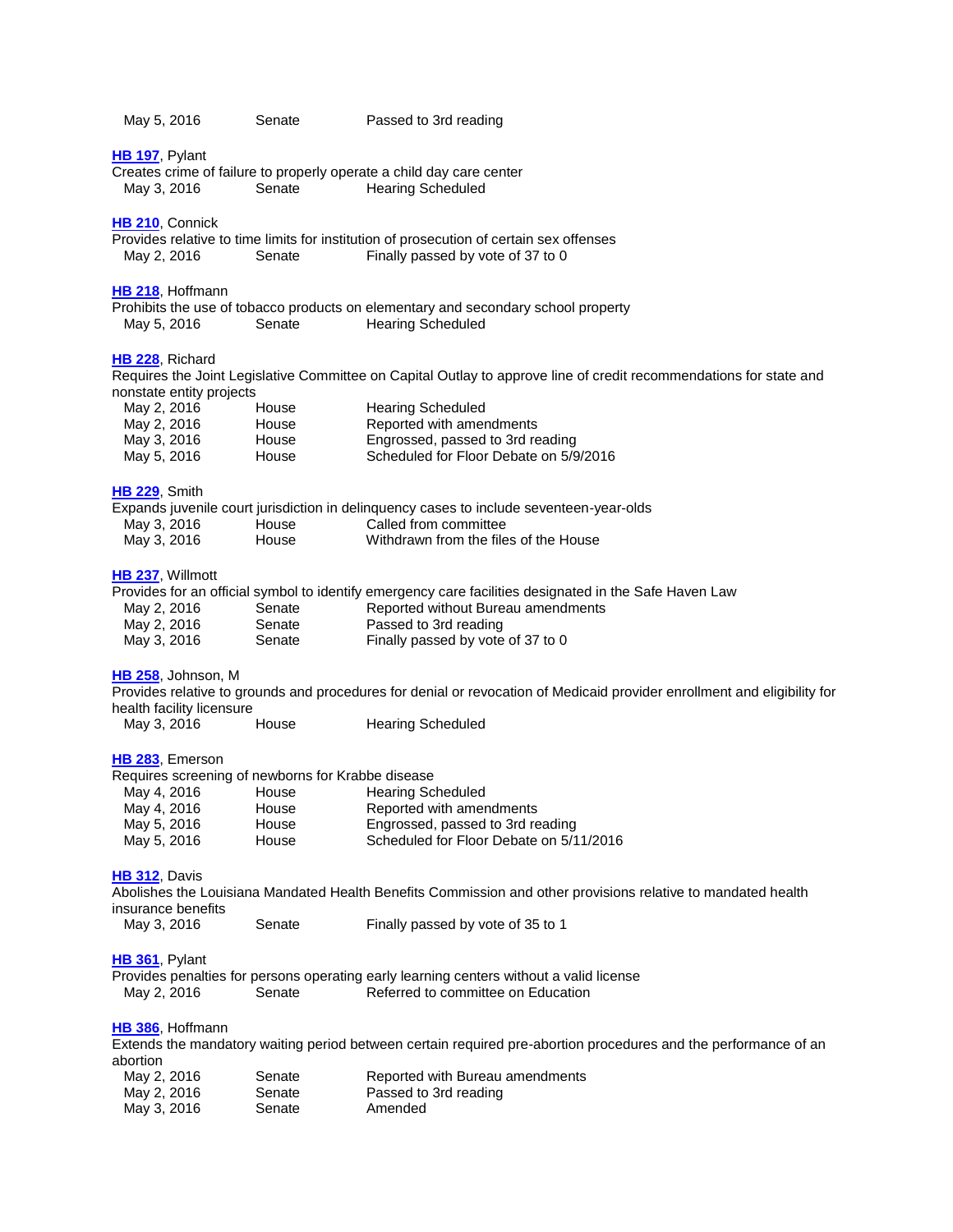| | | |
|---|---|---|
| May 5, 2016 | Senate | Passed to 3rd reading |

**HB 197**, Pylant
Creates crime of failure to properly operate a child day care center

| | | |
|---|---|---|
| May 3, 2016 | Senate | Hearing Scheduled |

**HB 210**, Connick
Provides relative to time limits for institution of prosecution of certain sex offenses

| | | |
|---|---|---|
| May 2, 2016 | Senate | Finally passed by vote of 37 to 0 |

**HB 218**, Hoffmann
Prohibits the use of tobacco products on elementary and secondary school property

| | | |
|---|---|---|
| May 5, 2016 | Senate | Hearing Scheduled |

**HB 228**, Richard
Requires the Joint Legislative Committee on Capital Outlay to approve line of credit recommendations for state and nonstate entity projects

| | | |
|---|---|---|
| May 2, 2016 | House | Hearing Scheduled |
| May 2, 2016 | House | Reported with amendments |
| May 3, 2016 | House | Engrossed, passed to 3rd reading |
| May 5, 2016 | House | Scheduled for Floor Debate on 5/9/2016 |

**HB 229**, Smith
Expands juvenile court jurisdiction in delinquency cases to include seventeen-year-olds

| | | |
|---|---|---|
| May 3, 2016 | House | Called from committee |
| May 3, 2016 | House | Withdrawn from the files of the House |

**HB 237**, Willmott
Provides for an official symbol to identify emergency care facilities designated in the Safe Haven Law

| | | |
|---|---|---|
| May 2, 2016 | Senate | Reported without Bureau amendments |
| May 2, 2016 | Senate | Passed to 3rd reading |
| May 3, 2016 | Senate | Finally passed by vote of 37 to 0 |

**HB 258**, Johnson, M
Provides relative to grounds and procedures for denial or revocation of Medicaid provider enrollment and eligibility for health facility licensure

| | | |
|---|---|---|
| May 3, 2016 | House | Hearing Scheduled |

**HB 283**, Emerson
Requires screening of newborns for Krabbe disease

| | | |
|---|---|---|
| May 4, 2016 | House | Hearing Scheduled |
| May 4, 2016 | House | Reported with amendments |
| May 5, 2016 | House | Engrossed, passed to 3rd reading |
| May 5, 2016 | House | Scheduled for Floor Debate on 5/11/2016 |

**HB 312**, Davis
Abolishes the Louisiana Mandated Health Benefits Commission and other provisions relative to mandated health insurance benefits

| | | |
|---|---|---|
| May 3, 2016 | Senate | Finally passed by vote of 35 to 1 |

**HB 361**, Pylant
Provides penalties for persons operating early learning centers without a valid license

| | | |
|---|---|---|
| May 2, 2016 | Senate | Referred to committee on Education |

**HB 386**, Hoffmann
Extends the mandatory waiting period between certain required pre-abortion procedures and the performance of an abortion

| | | |
|---|---|---|
| May 2, 2016 | Senate | Reported with Bureau amendments |
| May 2, 2016 | Senate | Passed to 3rd reading |
| May 3, 2016 | Senate | Amended |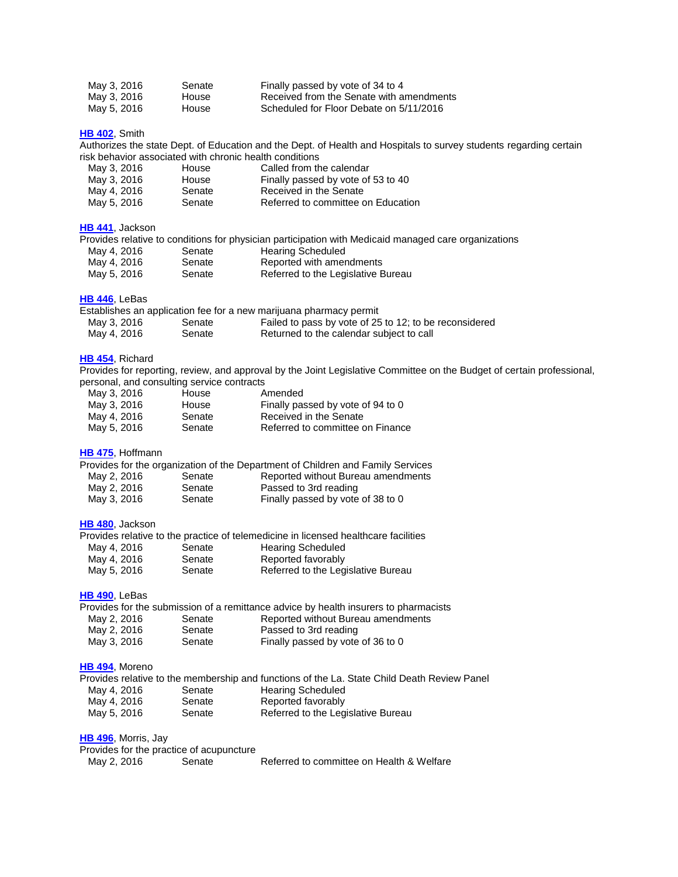| | | |
|---|---|---|
| May 3, 2016 | Senate | Finally passed by vote of 34 to 4 |
| May 3, 2016 | House | Received from the Senate with amendments |
| May 5, 2016 | House | Scheduled for Floor Debate on 5/11/2016 |

**HB 402**, Smith

Authorizes the state Dept. of Education and the Dept. of Health and Hospitals to survey students regarding certain risk behavior associated with chronic health conditions

| | | |
|---|---|---|
| May 3, 2016 | House | Called from the calendar |
| May 3, 2016 | House | Finally passed by vote of 53 to 40 |
| May 4, 2016 | Senate | Received in the Senate |
| May 5, 2016 | Senate | Referred to committee on Education |

**HB 441**, Jackson

Provides relative to conditions for physician participation with Medicaid managed care organizations

| | | |
|---|---|---|
| May 4, 2016 | Senate | Hearing Scheduled |
| May 4, 2016 | Senate | Reported with amendments |
| May 5, 2016 | Senate | Referred to the Legislative Bureau |

**HB 446**, LeBas

Establishes an application fee for a new marijuana pharmacy permit

| | | |
|---|---|---|
| May 3, 2016 | Senate | Failed to pass by vote of 25 to 12; to be reconsidered |
| May 4, 2016 | Senate | Returned to the calendar subject to call |

**HB 454**, Richard

Provides for reporting, review, and approval by the Joint Legislative Committee on the Budget of certain professional, personal, and consulting service contracts

| | | |
|---|---|---|
| May 3, 2016 | House | Amended |
| May 3, 2016 | House | Finally passed by vote of 94 to 0 |
| May 4, 2016 | Senate | Received in the Senate |
| May 5, 2016 | Senate | Referred to committee on Finance |

**HB 475**, Hoffmann

Provides for the organization of the Department of Children and Family Services

| | | |
|---|---|---|
| May 2, 2016 | Senate | Reported without Bureau amendments |
| May 2, 2016 | Senate | Passed to 3rd reading |
| May 3, 2016 | Senate | Finally passed by vote of 38 to 0 |

**HB 480**, Jackson

Provides relative to the practice of telemedicine in licensed healthcare facilities

| | | |
|---|---|---|
| May 4, 2016 | Senate | Hearing Scheduled |
| May 4, 2016 | Senate | Reported favorably |
| May 5, 2016 | Senate | Referred to the Legislative Bureau |

**HB 490**, LeBas

Provides for the submission of a remittance advice by health insurers to pharmacists

| | | |
|---|---|---|
| May 2, 2016 | Senate | Reported without Bureau amendments |
| May 2, 2016 | Senate | Passed to 3rd reading |
| May 3, 2016 | Senate | Finally passed by vote of 36 to 0 |

**HB 494**, Moreno

Provides relative to the membership and functions of the La. State Child Death Review Panel

| | | |
|---|---|---|
| May 4, 2016 | Senate | Hearing Scheduled |
| May 4, 2016 | Senate | Reported favorably |
| May 5, 2016 | Senate | Referred to the Legislative Bureau |

**HB 496**, Morris, Jay

Provides for the practice of acupuncture

| | | |
|---|---|---|
| May 2, 2016 | Senate | Referred to committee on Health & Welfare |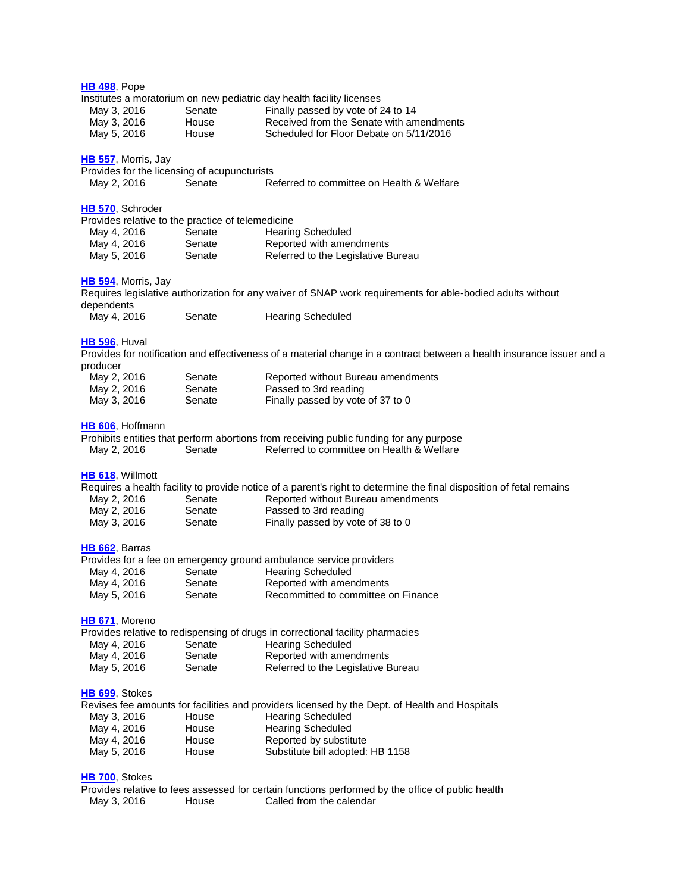**HB 498**, Pope
Institutes a moratorium on new pediatric day health facility licenses

| | | |
|---|---|---|
| May 3, 2016 | Senate | Finally passed by vote of 24 to 14 |
| May 3, 2016 | House | Received from the Senate with amendments |
| May 5, 2016 | House | Scheduled for Floor Debate on 5/11/2016 |

**HB 557**, Morris, Jay
Provides for the licensing of acupuncturists

| | | |
|---|---|---|
| May 2, 2016 | Senate | Referred to committee on Health & Welfare |

**HB 570**, Schroder
Provides relative to the practice of telemedicine

| | | |
|---|---|---|
| May 4, 2016 | Senate | Hearing Scheduled |
| May 4, 2016 | Senate | Reported with amendments |
| May 5, 2016 | Senate | Referred to the Legislative Bureau |

**HB 594**, Morris, Jay
Requires legislative authorization for any waiver of SNAP work requirements for able-bodied adults without dependents

| | | |
|---|---|---|
| May 4, 2016 | Senate | Hearing Scheduled |

**HB 596**, Huval
Provides for notification and effectiveness of a material change in a contract between a health insurance issuer and a producer

| | | |
|---|---|---|
| May 2, 2016 | Senate | Reported without Bureau amendments |
| May 2, 2016 | Senate | Passed to 3rd reading |
| May 3, 2016 | Senate | Finally passed by vote of 37 to 0 |

**HB 606**, Hoffmann
Prohibits entities that perform abortions from receiving public funding for any purpose

| | | |
|---|---|---|
| May 2, 2016 | Senate | Referred to committee on Health & Welfare |

**HB 618**, Willmott
Requires a health facility to provide notice of a parent's right to determine the final disposition of fetal remains

| | | |
|---|---|---|
| May 2, 2016 | Senate | Reported without Bureau amendments |
| May 2, 2016 | Senate | Passed to 3rd reading |
| May 3, 2016 | Senate | Finally passed by vote of 38 to 0 |

**HB 662**, Barras
Provides for a fee on emergency ground ambulance service providers

| | | |
|---|---|---|
| May 4, 2016 | Senate | Hearing Scheduled |
| May 4, 2016 | Senate | Reported with amendments |
| May 5, 2016 | Senate | Recommitted to committee on Finance |

**HB 671**, Moreno
Provides relative to redispensing of drugs in correctional facility pharmacies

| | | |
|---|---|---|
| May 4, 2016 | Senate | Hearing Scheduled |
| May 4, 2016 | Senate | Reported with amendments |
| May 5, 2016 | Senate | Referred to the Legislative Bureau |

**HB 699**, Stokes
Revises fee amounts for facilities and providers licensed by the Dept. of Health and Hospitals

| | | |
|---|---|---|
| May 3, 2016 | House | Hearing Scheduled |
| May 4, 2016 | House | Hearing Scheduled |
| May 4, 2016 | House | Reported by substitute |
| May 5, 2016 | House | Substitute bill adopted: HB 1158 |

**HB 700**, Stokes
Provides relative to fees assessed for certain functions performed by the office of public health

| | | |
|---|---|---|
| May 3, 2016 | House | Called from the calendar |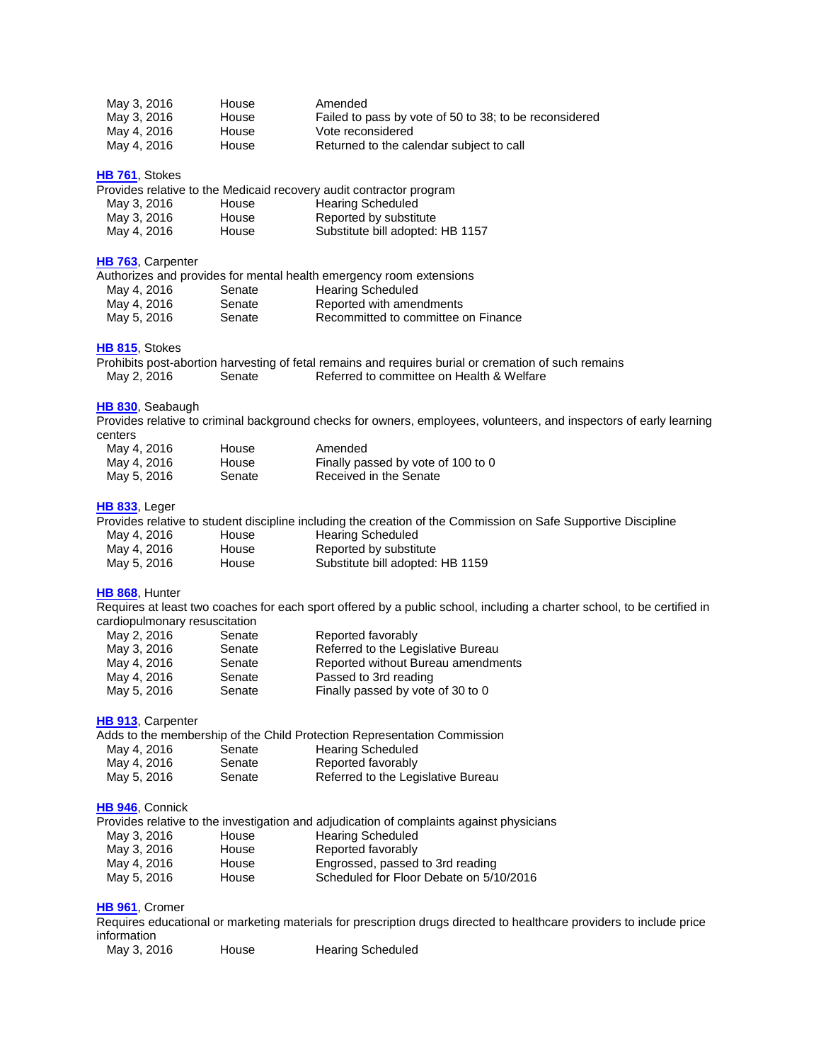| | | |
|---|---|---|
| May 3, 2016 | House | Amended |
| May 3, 2016 | House | Failed to pass by vote of 50 to 38; to be reconsidered |
| May 4, 2016 | House | Vote reconsidered |
| May 4, 2016 | House | Returned to the calendar subject to call |

**HB 761**, Stokes

Provides relative to the Medicaid recovery audit contractor program

| | | |
|---|---|---|
| May 3, 2016 | House | Hearing Scheduled |
| May 3, 2016 | House | Reported by substitute |
| May 4, 2016 | House | Substitute bill adopted: HB 1157 |

**HB 763**, Carpenter

Authorizes and provides for mental health emergency room extensions

| | | |
|---|---|---|
| May 4, 2016 | Senate | Hearing Scheduled |
| May 4, 2016 | Senate | Reported with amendments |
| May 5, 2016 | Senate | Recommitted to committee on Finance |

**HB 815**, Stokes

Prohibits post-abortion harvesting of fetal remains and requires burial or cremation of such remains

| | | |
|---|---|---|
| May 2, 2016 | Senate | Referred to committee on Health & Welfare |

**HB 830**, Seabaugh

Provides relative to criminal background checks for owners, employees, volunteers, and inspectors of early learning centers

| | | |
|---|---|---|
| May 4, 2016 | House | Amended |
| May 4, 2016 | House | Finally passed by vote of 100 to 0 |
| May 5, 2016 | Senate | Received in the Senate |

**HB 833**, Leger

Provides relative to student discipline including the creation of the Commission on Safe Supportive Discipline

| | | |
|---|---|---|
| May 4, 2016 | House | Hearing Scheduled |
| May 4, 2016 | House | Reported by substitute |
| May 5, 2016 | House | Substitute bill adopted: HB 1159 |

**HB 868**, Hunter

Requires at least two coaches for each sport offered by a public school, including a charter school, to be certified in cardiopulmonary resuscitation

| | | |
|---|---|---|
| May 2, 2016 | Senate | Reported favorably |
| May 3, 2016 | Senate | Referred to the Legislative Bureau |
| May 4, 2016 | Senate | Reported without Bureau amendments |
| May 4, 2016 | Senate | Passed to 3rd reading |
| May 5, 2016 | Senate | Finally passed by vote of 30 to 0 |

**HB 913**, Carpenter

Adds to the membership of the Child Protection Representation Commission

| | | |
|---|---|---|
| May 4, 2016 | Senate | Hearing Scheduled |
| May 4, 2016 | Senate | Reported favorably |
| May 5, 2016 | Senate | Referred to the Legislative Bureau |

**HB 946**, Connick

Provides relative to the investigation and adjudication of complaints against physicians

| | | |
|---|---|---|
| May 3, 2016 | House | Hearing Scheduled |
| May 3, 2016 | House | Reported favorably |
| May 4, 2016 | House | Engrossed, passed to 3rd reading |
| May 5, 2016 | House | Scheduled for Floor Debate on 5/10/2016 |

**HB 961**, Cromer

Requires educational or marketing materials for prescription drugs directed to healthcare providers to include price information

| | | |
|---|---|---|
| May 3, 2016 | House | Hearing Scheduled |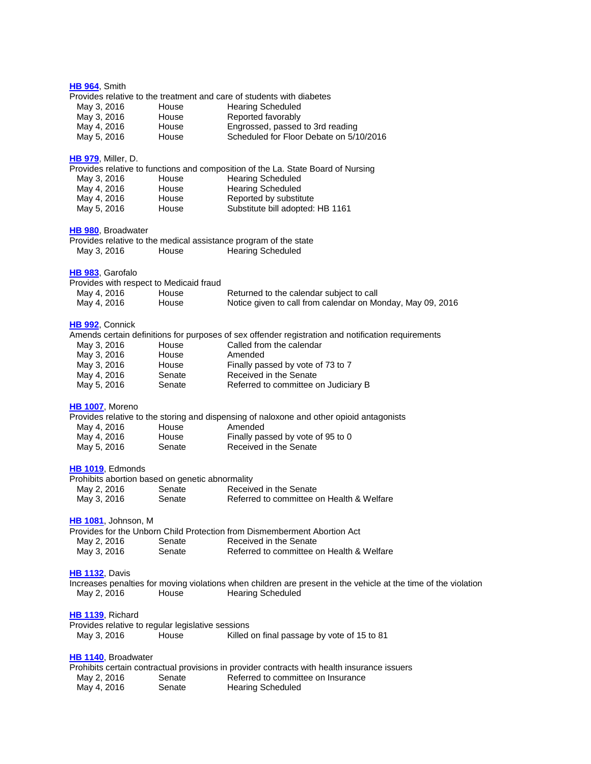**HB 964**, Smith

Provides relative to the treatment and care of students with diabetes

| | | |
|---|---|---|
| May 3, 2016 | House | Hearing Scheduled |
| May 3, 2016 | House | Reported favorably |
| May 4, 2016 | House | Engrossed, passed to 3rd reading |
| May 5, 2016 | House | Scheduled for Floor Debate on 5/10/2016 |

**HB 979**, Miller, D.

Provides relative to functions and composition of the La. State Board of Nursing

| | | |
|---|---|---|
| May 3, 2016 | House | Hearing Scheduled |
| May 4, 2016 | House | Hearing Scheduled |
| May 4, 2016 | House | Reported by substitute |
| May 5, 2016 | House | Substitute bill adopted: HB 1161 |

**HB 980**, Broadwater

Provides relative to the medical assistance program of the state

| | | |
|---|---|---|
| May 3, 2016 | House | Hearing Scheduled |

**HB 983**, Garofalo

Provides with respect to Medicaid fraud

| | | |
|---|---|---|
| May 4, 2016 | House | Returned to the calendar subject to call |
| May 4, 2016 | House | Notice given to call from calendar on Monday, May 09, 2016 |

**HB 992**, Connick

Amends certain definitions for purposes of sex offender registration and notification requirements

| | | |
|---|---|---|
| May 3, 2016 | House | Called from the calendar |
| May 3, 2016 | House | Amended |
| May 3, 2016 | House | Finally passed by vote of 73 to 7 |
| May 4, 2016 | Senate | Received in the Senate |
| May 5, 2016 | Senate | Referred to committee on Judiciary B |

**HB 1007**, Moreno

Provides relative to the storing and dispensing of naloxone and other opioid antagonists

| | | |
|---|---|---|
| May 4, 2016 | House | Amended |
| May 4, 2016 | House | Finally passed by vote of 95 to 0 |
| May 5, 2016 | Senate | Received in the Senate |

**HB 1019**, Edmonds

Prohibits abortion based on genetic abnormality

| | | |
|---|---|---|
| May 2, 2016 | Senate | Received in the Senate |
| May 3, 2016 | Senate | Referred to committee on Health & Welfare |

**HB 1081**, Johnson, M

Provides for the Unborn Child Protection from Dismemberment Abortion Act

| | | |
|---|---|---|
| May 2, 2016 | Senate | Received in the Senate |
| May 3, 2016 | Senate | Referred to committee on Health & Welfare |

**HB 1132**, Davis

Increases penalties for moving violations when children are present in the vehicle at the time of the violation

| | | |
|---|---|---|
| May 2, 2016 | House | Hearing Scheduled |

**HB 1139**, Richard

Provides relative to regular legislative sessions

| | | |
|---|---|---|
| May 3, 2016 | House | Killed on final passage by vote of 15 to 81 |

**HB 1140**, Broadwater

Prohibits certain contractual provisions in provider contracts with health insurance issuers

| | | |
|---|---|---|
| May 2, 2016 | Senate | Referred to committee on Insurance |
| May 4, 2016 | Senate | Hearing Scheduled |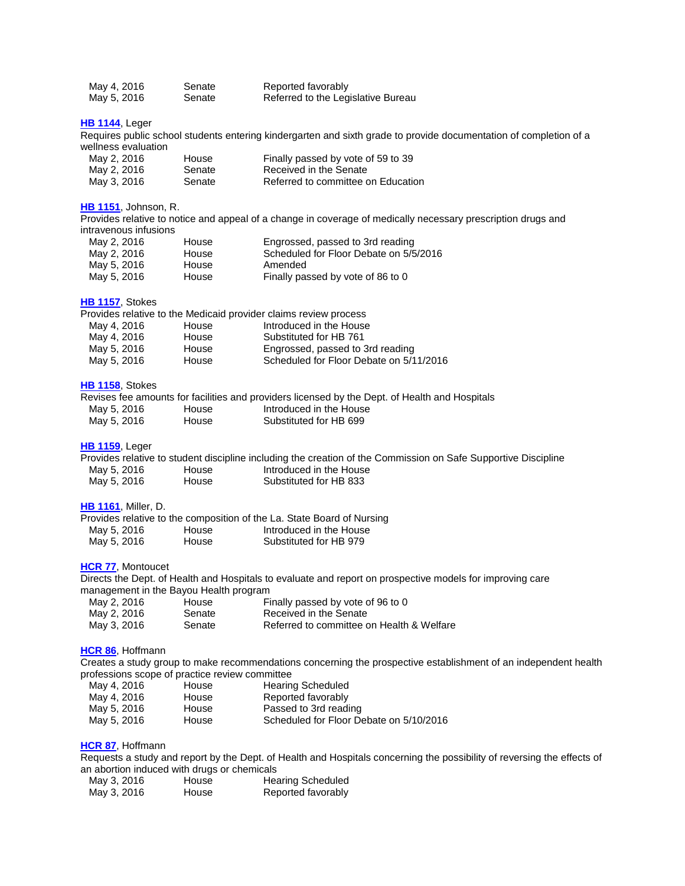| | | |
|---|---|---|
| May 4, 2016 | Senate | Reported favorably |
| May 5, 2016 | Senate | Referred to the Legislative Bureau |

**HB 1144**, Leger

Requires public school students entering kindergarten and sixth grade to provide documentation of completion of a wellness evaluation

| | | |
|---|---|---|
| May 2, 2016 | House | Finally passed by vote of 59 to 39 |
| May 2, 2016 | Senate | Received in the Senate |
| May 3, 2016 | Senate | Referred to committee on Education |

**HB 1151**, Johnson, R.

Provides relative to notice and appeal of a change in coverage of medically necessary prescription drugs and intravenous infusions

| | | |
|---|---|---|
| May 2, 2016 | House | Engrossed, passed to 3rd reading |
| May 2, 2016 | House | Scheduled for Floor Debate on 5/5/2016 |
| May 5, 2016 | House | Amended |
| May 5, 2016 | House | Finally passed by vote of 86 to 0 |

**HB 1157**, Stokes

Provides relative to the Medicaid provider claims review process

| | | |
|---|---|---|
| May 4, 2016 | House | Introduced in the House |
| May 4, 2016 | House | Substituted for HB 761 |
| May 5, 2016 | House | Engrossed, passed to 3rd reading |
| May 5, 2016 | House | Scheduled for Floor Debate on 5/11/2016 |

**HB 1158**, Stokes

Revises fee amounts for facilities and providers licensed by the Dept. of Health and Hospitals

| | | |
|---|---|---|
| May 5, 2016 | House | Introduced in the House |
| May 5, 2016 | House | Substituted for HB 699 |

**HB 1159**, Leger

Provides relative to student discipline including the creation of the Commission on Safe Supportive Discipline

| | | |
|---|---|---|
| May 5, 2016 | House | Introduced in the House |
| May 5, 2016 | House | Substituted for HB 833 |

**HB 1161**, Miller, D.

Provides relative to the composition of the La. State Board of Nursing

| | | |
|---|---|---|
| May 5, 2016 | House | Introduced in the House |
| May 5, 2016 | House | Substituted for HB 979 |

**HCR 77**, Montoucet

Directs the Dept. of Health and Hospitals to evaluate and report on prospective models for improving care management in the Bayou Health program

| | | |
|---|---|---|
| May 2, 2016 | House | Finally passed by vote of 96 to 0 |
| May 2, 2016 | Senate | Received in the Senate |
| May 3, 2016 | Senate | Referred to committee on Health & Welfare |

**HCR 86**, Hoffmann

Creates a study group to make recommendations concerning the prospective establishment of an independent health professions scope of practice review committee

| | | |
|---|---|---|
| May 4, 2016 | House | Hearing Scheduled |
| May 4, 2016 | House | Reported favorably |
| May 5, 2016 | House | Passed to 3rd reading |
| May 5, 2016 | House | Scheduled for Floor Debate on 5/10/2016 |

**HCR 87**, Hoffmann

Requests a study and report by the Dept. of Health and Hospitals concerning the possibility of reversing the effects of an abortion induced with drugs or chemicals

| | | |
|---|---|---|
| May 3, 2016 | House | Hearing Scheduled |
| May 3, 2016 | House | Reported favorably |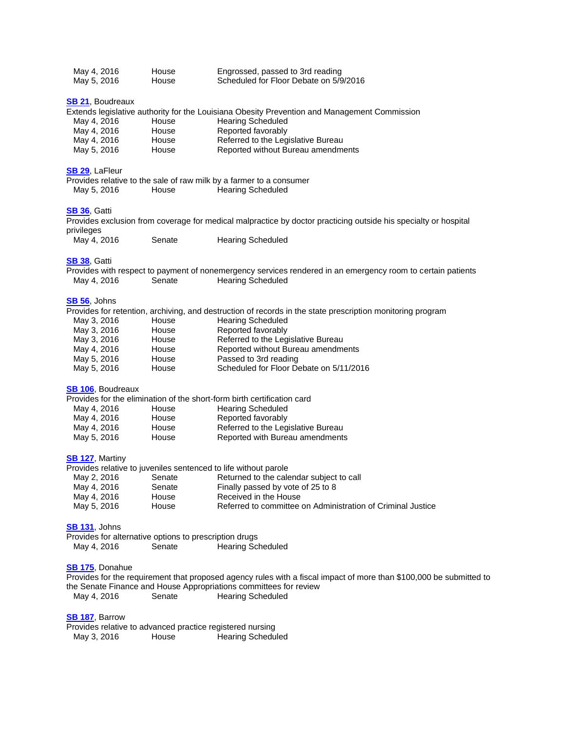| | | |
|---|---|---|
| May 4, 2016 | House | Engrossed, passed to 3rd reading |
| May 5, 2016 | House | Scheduled for Floor Debate on 5/9/2016 |

**SB 21**, Boudreaux

Extends legislative authority for the Louisiana Obesity Prevention and Management Commission

| | | |
|---|---|---|
| May 4, 2016 | House | Hearing Scheduled |
| May 4, 2016 | House | Reported favorably |
| May 4, 2016 | House | Referred to the Legislative Bureau |
| May 5, 2016 | House | Reported without Bureau amendments |

**SB 29**, LaFleur

Provides relative to the sale of raw milk by a farmer to a consumer

| | | |
|---|---|---|
| May 5, 2016 | House | Hearing Scheduled |

**SB 36**, Gatti

Provides exclusion from coverage for medical malpractice by doctor practicing outside his specialty or hospital privileges

| | | |
|---|---|---|
| May 4, 2016 | Senate | Hearing Scheduled |

**SB 38**, Gatti

Provides with respect to payment of nonemergency services rendered in an emergency room to certain patients

| | | |
|---|---|---|
| May 4, 2016 | Senate | Hearing Scheduled |

**SB 56**, Johns

Provides for retention, archiving, and destruction of records in the state prescription monitoring program

| | | |
|---|---|---|
| May 3, 2016 | House | Hearing Scheduled |
| May 3, 2016 | House | Reported favorably |
| May 3, 2016 | House | Referred to the Legislative Bureau |
| May 4, 2016 | House | Reported without Bureau amendments |
| May 5, 2016 | House | Passed to 3rd reading |
| May 5, 2016 | House | Scheduled for Floor Debate on 5/11/2016 |

**SB 106**, Boudreaux

Provides for the elimination of the short-form birth certification card

| | | |
|---|---|---|
| May 4, 2016 | House | Hearing Scheduled |
| May 4, 2016 | House | Reported favorably |
| May 4, 2016 | House | Referred to the Legislative Bureau |
| May 5, 2016 | House | Reported with Bureau amendments |

**SB 127**, Martiny

Provides relative to juveniles sentenced to life without parole

| | | |
|---|---|---|
| May 2, 2016 | Senate | Returned to the calendar subject to call |
| May 4, 2016 | Senate | Finally passed by vote of 25 to 8 |
| May 4, 2016 | House | Received in the House |
| May 5, 2016 | House | Referred to committee on Administration of Criminal Justice |

**SB 131**, Johns

Provides for alternative options to prescription drugs

| | | |
|---|---|---|
| May 4, 2016 | Senate | Hearing Scheduled |

**SB 175**, Donahue

Provides for the requirement that proposed agency rules with a fiscal impact of more than $100,000 be submitted to the Senate Finance and House Appropriations committees for review

| | | |
|---|---|---|
| May 4, 2016 | Senate | Hearing Scheduled |

**SB 187**, Barrow

Provides relative to advanced practice registered nursing

| | | |
|---|---|---|
| May 3, 2016 | House | Hearing Scheduled |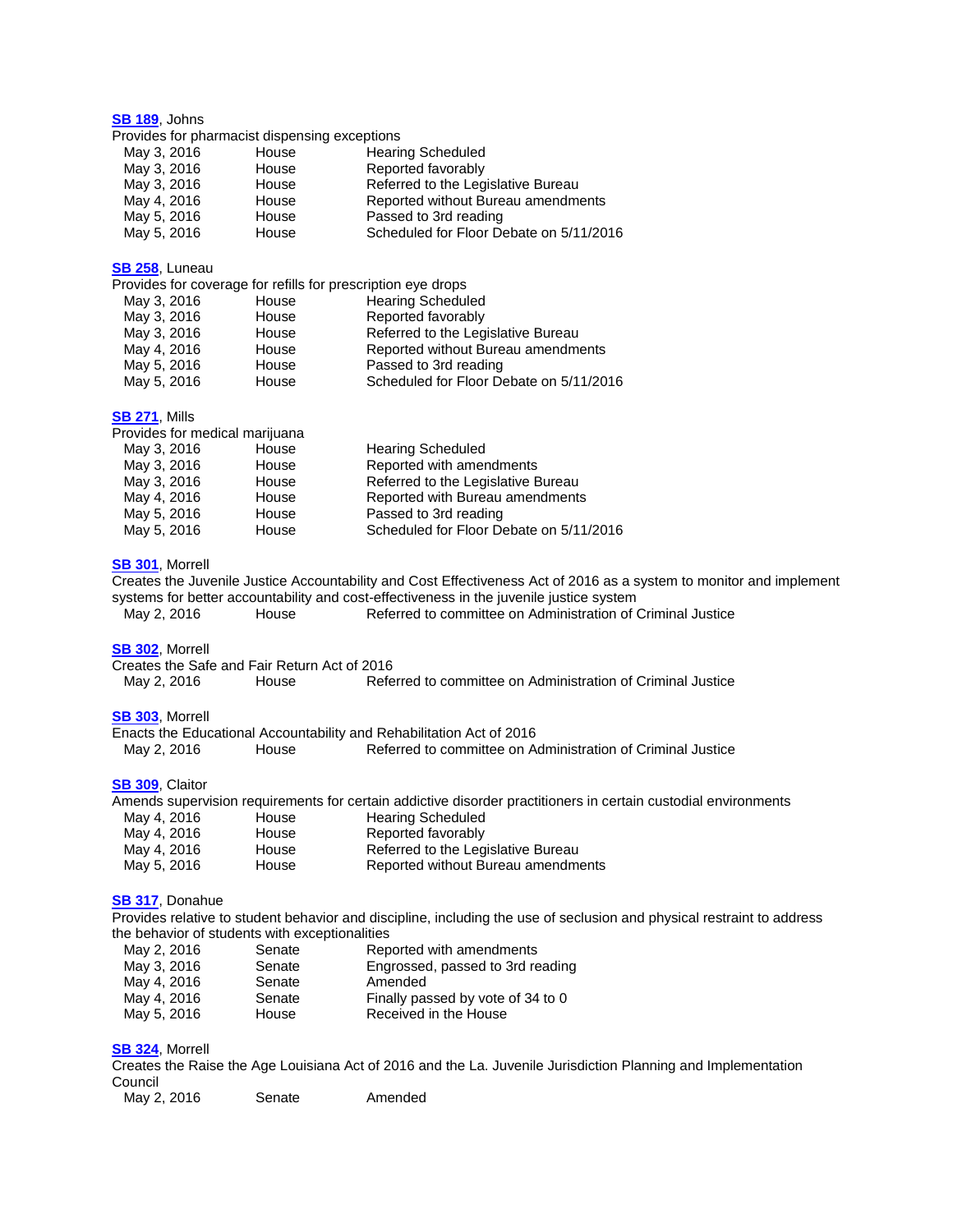**SB 189**, Johns

Provides for pharmacist dispensing exceptions

| | | |
|---|---|---|
| May 3, 2016 | House | Hearing Scheduled |
| May 3, 2016 | House | Reported favorably |
| May 3, 2016 | House | Referred to the Legislative Bureau |
| May 4, 2016 | House | Reported without Bureau amendments |
| May 5, 2016 | House | Passed to 3rd reading |
| May 5, 2016 | House | Scheduled for Floor Debate on 5/11/2016 |

**SB 258**, Luneau

Provides for coverage for refills for prescription eye drops

| | | |
|---|---|---|
| May 3, 2016 | House | Hearing Scheduled |
| May 3, 2016 | House | Reported favorably |
| May 3, 2016 | House | Referred to the Legislative Bureau |
| May 4, 2016 | House | Reported without Bureau amendments |
| May 5, 2016 | House | Passed to 3rd reading |
| May 5, 2016 | House | Scheduled for Floor Debate on 5/11/2016 |

**SB 271**, Mills

Provides for medical marijuana

| | | |
|---|---|---|
| May 3, 2016 | House | Hearing Scheduled |
| May 3, 2016 | House | Reported with amendments |
| May 3, 2016 | House | Referred to the Legislative Bureau |
| May 4, 2016 | House | Reported with Bureau amendments |
| May 5, 2016 | House | Passed to 3rd reading |
| May 5, 2016 | House | Scheduled for Floor Debate on 5/11/2016 |

**SB 301**, Morrell

Creates the Juvenile Justice Accountability and Cost Effectiveness Act of 2016 as a system to monitor and implement systems for better accountability and cost-effectiveness in the juvenile justice system

| | | |
|---|---|---|
| May 2, 2016 | House | Referred to committee on Administration of Criminal Justice |

**SB 302**, Morrell

Creates the Safe and Fair Return Act of 2016

| | | |
|---|---|---|
| May 2, 2016 | House | Referred to committee on Administration of Criminal Justice |

**SB 303**, Morrell

Enacts the Educational Accountability and Rehabilitation Act of 2016

| | | |
|---|---|---|
| May 2, 2016 | House | Referred to committee on Administration of Criminal Justice |

**SB 309**, Claitor

Amends supervision requirements for certain addictive disorder practitioners in certain custodial environments

| | | |
|---|---|---|
| May 4, 2016 | House | Hearing Scheduled |
| May 4, 2016 | House | Reported favorably |
| May 4, 2016 | House | Referred to the Legislative Bureau |
| May 5, 2016 | House | Reported without Bureau amendments |

**SB 317**, Donahue

Provides relative to student behavior and discipline, including the use of seclusion and physical restraint to address the behavior of students with exceptionalities

| | | |
|---|---|---|
| May 2, 2016 | Senate | Reported with amendments |
| May 3, 2016 | Senate | Engrossed, passed to 3rd reading |
| May 4, 2016 | Senate | Amended |
| May 4, 2016 | Senate | Finally passed by vote of 34 to 0 |
| May 5, 2016 | House | Received in the House |

**SB 324**, Morrell

Creates the Raise the Age Louisiana Act of 2016 and the La. Juvenile Jurisdiction Planning and Implementation Council

| | | |
|---|---|---|
| May 2, 2016 | Senate | Amended |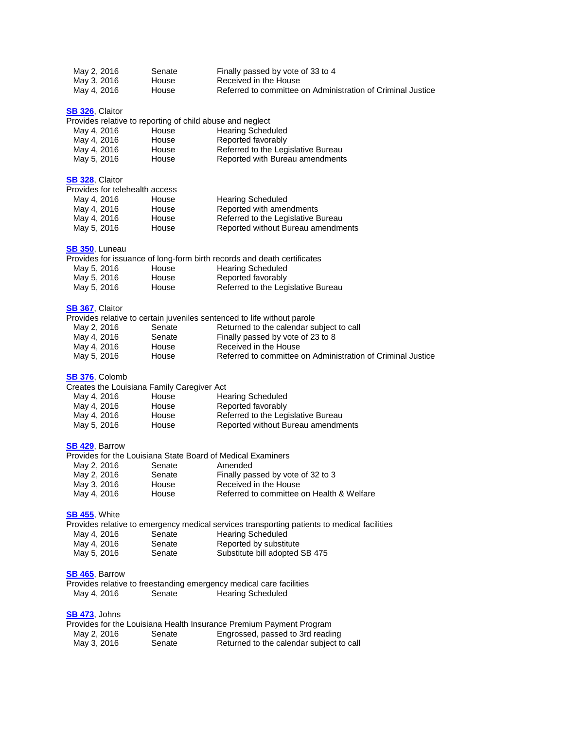| | | |
|---|---|---|
| May 2, 2016 | Senate | Finally passed by vote of 33 to 4 |
| May 3, 2016 | House | Received in the House |
| May 4, 2016 | House | Referred to committee on Administration of Criminal Justice |

**SB 326**, Claitor
Provides relative to reporting of child abuse and neglect

| | | |
|---|---|---|
| May 4, 2016 | House | Hearing Scheduled |
| May 4, 2016 | House | Reported favorably |
| May 4, 2016 | House | Referred to the Legislative Bureau |
| May 5, 2016 | House | Reported with Bureau amendments |

**SB 328**, Claitor
Provides for telehealth access

| | | |
|---|---|---|
| May 4, 2016 | House | Hearing Scheduled |
| May 4, 2016 | House | Reported with amendments |
| May 4, 2016 | House | Referred to the Legislative Bureau |
| May 5, 2016 | House | Reported without Bureau amendments |

**SB 350**, Luneau
Provides for issuance of long-form birth records and death certificates

| | | |
|---|---|---|
| May 5, 2016 | House | Hearing Scheduled |
| May 5, 2016 | House | Reported favorably |
| May 5, 2016 | House | Referred to the Legislative Bureau |

**SB 367**, Claitor
Provides relative to certain juveniles sentenced to life without parole

| | | |
|---|---|---|
| May 2, 2016 | Senate | Returned to the calendar subject to call |
| May 4, 2016 | Senate | Finally passed by vote of 23 to 8 |
| May 4, 2016 | House | Received in the House |
| May 5, 2016 | House | Referred to committee on Administration of Criminal Justice |

**SB 376**, Colomb
Creates the Louisiana Family Caregiver Act

| | | |
|---|---|---|
| May 4, 2016 | House | Hearing Scheduled |
| May 4, 2016 | House | Reported favorably |
| May 4, 2016 | House | Referred to the Legislative Bureau |
| May 5, 2016 | House | Reported without Bureau amendments |

**SB 429**, Barrow
Provides for the Louisiana State Board of Medical Examiners

| | | |
|---|---|---|
| May 2, 2016 | Senate | Amended |
| May 2, 2016 | Senate | Finally passed by vote of 32 to 3 |
| May 3, 2016 | House | Received in the House |
| May 4, 2016 | House | Referred to committee on Health & Welfare |

**SB 455**, White
Provides relative to emergency medical services transporting patients to medical facilities

| | | |
|---|---|---|
| May 4, 2016 | Senate | Hearing Scheduled |
| May 4, 2016 | Senate | Reported by substitute |
| May 5, 2016 | Senate | Substitute bill adopted SB 475 |

**SB 465**, Barrow
Provides relative to freestanding emergency medical care facilities

| | | |
|---|---|---|
| May 4, 2016 | Senate | Hearing Scheduled |

**SB 473**, Johns
Provides for the Louisiana Health Insurance Premium Payment Program

| | | |
|---|---|---|
| May 2, 2016 | Senate | Engrossed, passed to 3rd reading |
| May 3, 2016 | Senate | Returned to the calendar subject to call |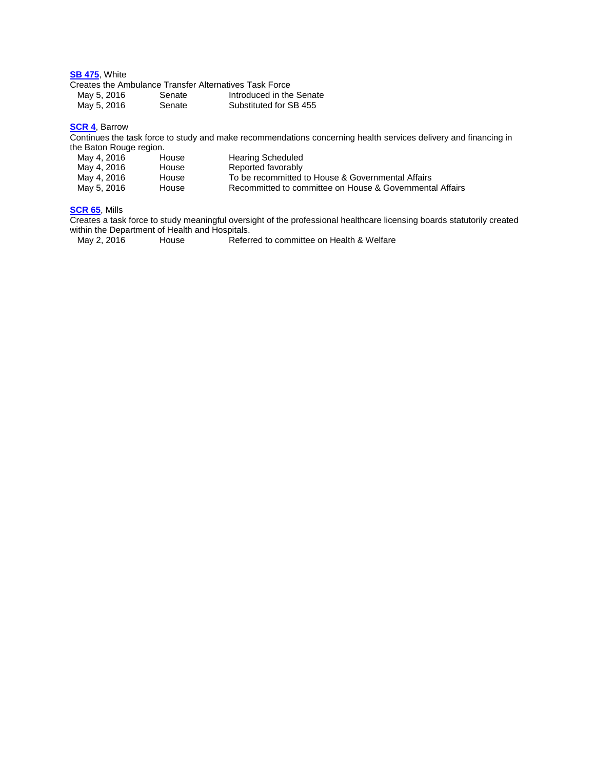**SB 475**, White

Creates the Ambulance Transfer Alternatives Task Force

| | | |
|---|---|---|
| May 5, 2016 | Senate | Introduced in the Senate |
| May 5, 2016 | Senate | Substituted for SB 455 |

**SCR 4**, Barrow

Continues the task force to study and make recommendations concerning health services delivery and financing in the Baton Rouge region.

| | | |
|---|---|---|
| May 4, 2016 | House | Hearing Scheduled |
| May 4, 2016 | House | Reported favorably |
| May 4, 2016 | House | To be recommitted to House & Governmental Affairs |
| May 5, 2016 | House | Recommitted to committee on House & Governmental Affairs |

**SCR 65**, Mills

Creates a task force to study meaningful oversight of the professional healthcare licensing boards statutorily created within the Department of Health and Hospitals.

| | | |
|---|---|---|
| May 2, 2016 | House | Referred to committee on Health & Welfare |